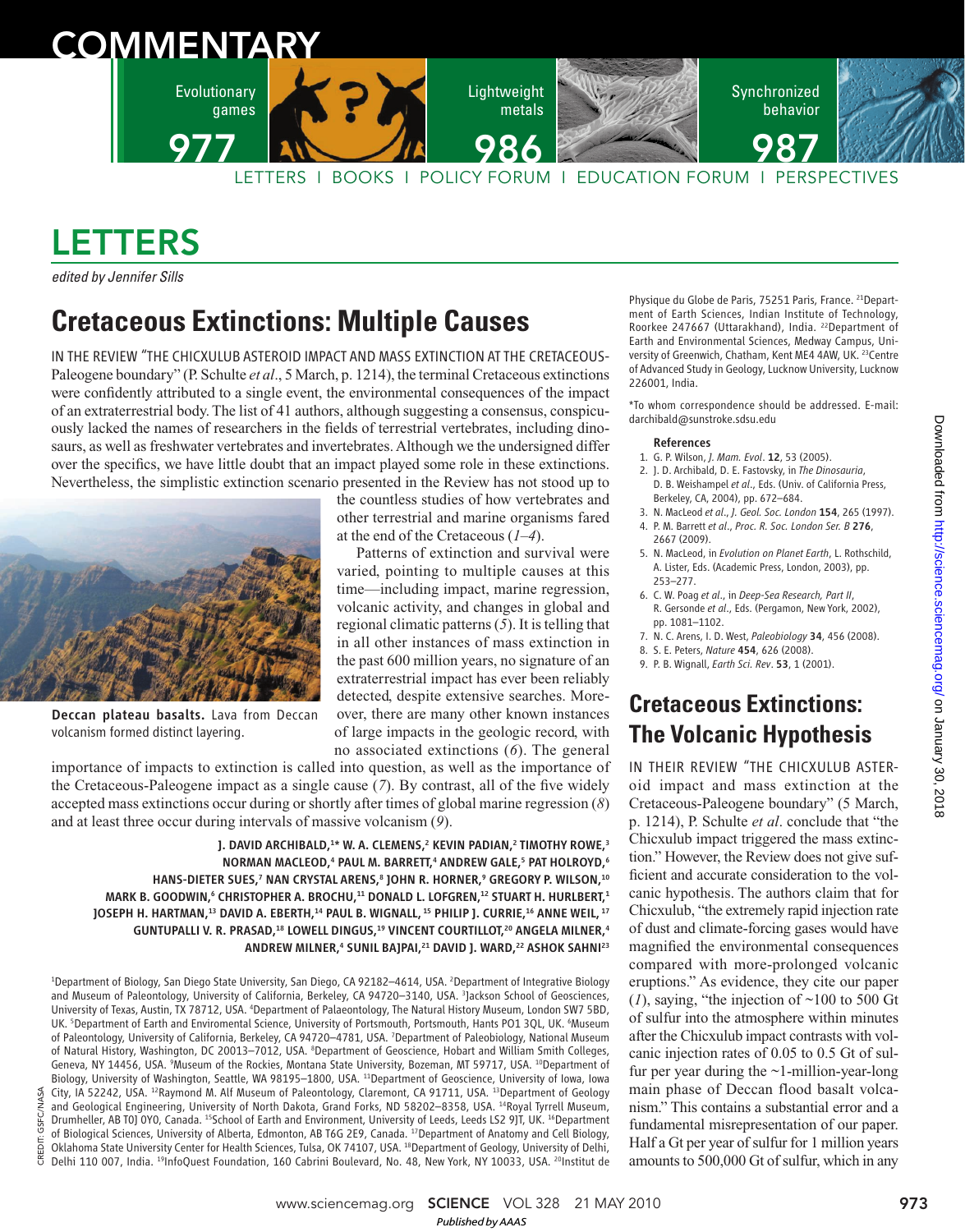# COMMENTARY

Evolutionary games 977 | Lightweight metals 986 | Synchronized behavior 987

LETTERS | BOOKS | POLICY FORUM | EDUCATION FORUM | PERSPECTIVES

# LETTERS

*edited by Jennifer Sills*

## Cretaceous Extinctions: Multiple Causes

IN THE REVIEW "THE CHICXULUB ASTEROID IMPACT AND MASS EXTINCTION AT THE CRETACEOUS-Paleogene boundary" (P. Schulte *et al*., 5 March, p. 1214), the terminal Cretaceous extinctions were confidently attributed to a single event, the environmental consequences of the impact of an extraterrestrial body. The list of 41 authors, although suggesting a consensus, conspicuously lacked the names of researchers in the fields of terrestrial vertebrates, including dinosaurs, as well as freshwater vertebrates and invertebrates. Although we the undersigned differ over the specifics, we have little doubt that an impact played some role in these extinctions. Nevertheless, the simplistic extinction scenario presented in the Review has not stood up to the countless studies of how vertebrates and other terrestrial and marine organisms fared at the end of the Cretaceous (*1*–*4*).

**Deccan plateau basalts.** Lava from Deccan volcanism formed distinct layering.

Patterns of extinction and survival were varied, pointing to multiple causes at this time—including impact, marine regression, volcanic activity, and changes in global and regional climatic patterns (*5*). It is telling that in all other instances of mass extinction in the past 600 million years, no signature of an extraterrestrial impact has ever been reliably detected, despite extensive searches. Moreover, there are many other known instances of large impacts in the geologic record, with no associated extinctions (*6*). The general importance of impacts to extinction is called into question, as well as the importance of the Cretaceous-Paleogene impact as a single cause (*7*). By contrast, all of the five widely accepted mass extinctions occur during or shortly after times of global marine regression (*8*) and at least three occur during intervals of massive volcanism (*9*).

**J. DAVID ARCHIBALD,[1]* W. A. CLEMENS,[2] KEVIN PADIAN,[2] TIMOTHY ROWE,[3] NORMAN MACLEOD,[4] PAUL M. BARRETT,[4] ANDREW GALE,[5] PAT HOLROYD,[6] HANS-DIETER SUES,[7] NAN CRYSTAL ARENS,[8] JOHN R. HORNER,[9] GREGORY P. WILSON,[10] MARK B. GOODWIN,[6] CHRISTOPHER A. BROCHU,[11] DONALD L. LOFGREN,[12] STUART H. HURLBERT,[1] JOSEPH H. HARTMAN,[13] DAVID A. EBERTH,[14] PAUL B. WIGNALL,[15] PHILIP J. CURRIE,[16] ANNE WEIL,[17] GUNTUPALLI V. R. PRASAD,[18] LOWELL DINGUS,[19] VINCENT COURTILLOT,[20] ANGELA MILNER,[4] ANDREW MILNER,[4] SUNIL BAJPAI,[21] DAVID J. WARD,[22] ASHOK SAHNI[23]**

[1]Department of Biology, San Diego State University, San Diego, CA 92182–4614, USA. [2]Department of Integrative Biology and Museum of Paleontology, University of California, Berkeley, CA 94720–3140, USA. [3]Jackson School of Geosciences, University of Texas, Austin, TX 78712, USA. [4]Department of Palaeontology, The Natural History Museum, London SW7 5BD, UK. [5]Department of Earth and Enviromental Science, University of Portsmouth, Portsmouth, Hants PO1 3QL, UK. [6]Museum of Paleontology, University of California, Berkeley, CA 94720–4781, USA. [7]Department of Paleobiology, National Museum of Natural History, Washington, DC 20013–7012, USA. [8]Department of Geoscience, Hobart and William Smith Colleges, Geneva, NY 14456, USA. [9]Museum of the Rockies, Montana State University, Bozeman, MT 59717, USA. [10]Department of Biology, University of Washington, Seattle, WA 98195–1800, USA. [11]Department of Geoscience, University of Iowa, Iowa City, IA 52242, USA. [12]Raymond M. Alf Museum of Paleontology, Claremont, CA 91711, USA. [13]Department of Geology and Geological Engineering, University of North Dakota, Grand Forks, ND 58202–8358, USA. [14]Royal Tyrrell Museum, Drumheller, AB T0J 0Y0, Canada. [15]School of Earth and Environment, University of Leeds, Leeds LS2 9JT, UK. [16]Department of Biological Sciences, University of Alberta, Edmonton, AB T6G 2E9, Canada. [17]Department of Anatomy and Cell Biology, Oklahoma State University Center for Health Sciences, Tulsa, OK 74107, USA. [18]Department of Geology, University of Delhi, Delhi 110 007, India. [19]InfoQuest Foundation, 160 Cabrini Boulevard, No. 48, New York, NY 10033, USA. [20]Institut de Physique du Globe de Paris, 75251 Paris, France. [21]Department of Earth Sciences, Indian Institute of Technology, Roorkee 247667 (Uttarakhand), India. [22]Department of Earth and Environmental Sciences, Medway Campus, University of Greenwich, Chatham, Kent ME4 4AW, UK. [23]Centre of Advanced Study in Geology, Lucknow University, Lucknow 226001, India.

*To whom correspondence should be addressed. E-mail: darchibald@sunstroke.sdsu.edu

### References

1. G. P. Wilson, *J. Mam. Evol*. **12**, 53 (2005).
2. J. D. Archibald, D. E. Fastovsky, in *The Dinosauria*, D. B. Weishampel *et al*., Eds. (Univ. of California Press, Berkeley, CA, 2004), pp. 672–684.
3. N. MacLeod *et al*., *J. Geol. Soc. London* **154**, 265 (1997).
4. P. M. Barrett *et al*., *Proc. R. Soc. London Ser. B* **276**, 2667 (2009).
5. N. MacLeod, in *Evolution on Planet Earth*, L. Rothschild, A. Lister, Eds. (Academic Press, London, 2003), pp. 253–277.
6. C. W. Poag *et al*., in *Deep-Sea Research, Part II*, R. Gersonde *et al*., Eds. (Pergamon, New York, 2002), pp. 1081–1102.
7. N. C. Arens, I. D. West, *Paleobiology* **34**, 456 (2008).
8. S. E. Peters, *Nature* **454**, 626 (2008).
9. P. B. Wignall, *Earth Sci. Rev*. **53**, 1 (2001).

## Cretaceous Extinctions: The Volcanic Hypothesis

IN THEIR REVIEW "THE CHICXULUB ASTEROID impact and mass extinction at the Cretaceous-Paleogene boundary" (5 March, p. 1214), P. Schulte *et al*. conclude that "the Chicxulub impact triggered the mass extinction." However, the Review does not give sufficient and accurate consideration to the volcanic hypothesis. The authors claim that for Chicxulub, "the extremely rapid injection rate of dust and climate-forcing gases would have magnified the environmental consequences compared with more-prolonged volcanic eruptions." As evidence, they cite our paper (*1*), saying, "the injection of ~100 to 500 Gt of sulfur into the atmosphere within minutes after the Chicxulub impact contrasts with volcanic injection rates of 0.05 to 0.5 Gt of sulfur per year during the ~1-million-year-long main phase of Deccan flood basalt volcanism." This contains a substantial error and a fundamental misrepresentation of our paper. Half a Gt per year of sulfur for 1 million years amounts to 500,000 Gt of sulfur, which in any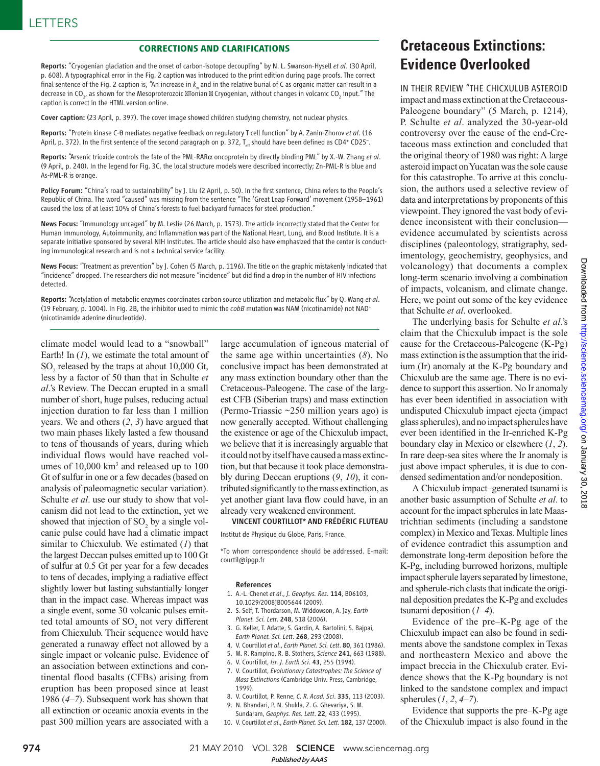## CORRECTIONS AND CLARIFICATIONS

**Reports:** "Cryogenian glaciation and the onset of carbon-isotope decoupling" by N. L. Swanson-Hysell *et al*. (30 April, p. 608). A typographical error in the Fig. 2 caption was introduced to the print edition during page proofs. The correct final sentence of the Fig. 2 caption is, "An increase in $k_w$ and in the relative burial of C as organic matter can result in a decrease in $CO_2$, as shown for the Mesoproterozoic ⊠Tonian ⊠ Cryogenian, without changes in volcanic $CO_2$ input." The caption is correct in the HTML version online.

**Cover caption:** (23 April, p. 397). The cover image showed children studying chemistry, not nuclear physics.

**Reports:** "Protein kinase C-θ mediates negative feedback on regulatory T cell function" by A. Zanin-Zhorov *et al*. (16 April, p. 372). In the first sentence of the second paragraph on p. 372, $T_{eff}$ should have been defined as $CD4^+$ $CD25^-$.

**Reports:** "Arsenic trioxide controls the fate of the PML-RARα oncoprotein by directly binding PML" by X.-W. Zhang *et al*. (9 April, p. 240). In the legend for Fig. 3C, the local structure models were described incorrectly; Zn-PML-R is blue and As-PML-R is orange.

**Policy Forum:** "China's road to sustainability" by J. Liu (2 April, p. 50). In the first sentence, China refers to the People's Republic of China. The word "caused" was missing from the sentence "The 'Great Leap Forward' movement (1958–1961) caused the loss of at least 10% of China's forests to fuel backyard furnaces for steel production."

**News Focus:** "Immunology uncaged" by M. Leslie (26 March, p. 1573). The article incorrectly stated that the Center for Human Immunology, Autoimmunity, and Inflammation was part of the National Heart, Lung, and Blood Institute. It is a separate initiative sponsored by several NIH institutes. The article should also have emphasized that the center is conducting immunological research and is not a technical service facility.

**News Focus:** "Treatment as prevention" by J. Cohen (5 March, p. 1196). The title on the graphic mistakenly indicated that "incidence" dropped. The researchers did not measure "incidence" but did find a drop in the number of HIV infections detected.

**Reports:** "Acetylation of metabolic enzymes coordinates carbon source utilization and metabolic flux" by Q. Wang *et al*. (19 February, p. 1004). In Fig. 2B, the inhibitor used to mimic the *cobB* mutation was NAM (nicotinamide) not $NAD^+$ (nicotinamide adenine dinucleotide).

climate model would lead to a "snowball" Earth! In (*1*), we estimate the total amount of $SO_2$ released by the traps at about 10,000 Gt, less by a factor of 50 than that in Schulte *et al*.'s Review. The Deccan erupted in a small number of short, huge pulses, reducing actual injection duration to far less than 1 million years. We and others (*2*, *3*) have argued that two main phases likely lasted a few thousand to tens of thousands of years, during which individual flows would have reached volumes of 10,000 $km^3$ and released up to 100 Gt of sulfur in one or a few decades (based on analysis of paleomagnetic secular variation). Schulte *et al*. use our study to show that volcanism did not lead to the extinction, yet we showed that injection of $SO_2$ by a single volcanic pulse could have had a climatic impact similar to Chicxulub. We estimated (*1*) that the largest Deccan pulses emitted up to 100 Gt of sulfur at 0.5 Gt per year for a few decades to tens of decades, implying a radiative effect slightly lower but lasting substantially longer than in the impact case. Whereas impact was a single event, some 30 volcanic pulses emitted total amounts of $SO_2$ not very different from Chicxulub. Their sequence would have generated a runaway effect not allowed by a single impact or volcanic pulse. Evidence of an association between extinctions and continental flood basalts (CFBs) arising from eruption has been proposed since at least 1986 (*4*–*7*). Subsequent work has shown that all extinction or oceanic anoxia events in the past 300 million years are associated with a large accumulation of igneous material of the same age within uncertainties (*8*). No conclusive impact has been demonstrated at any mass extinction boundary other than the Cretaceous-Paleogene. The case of the largest CFB (Siberian traps) and mass extinction (Permo-Triassic ~250 million years ago) is now generally accepted. Without challenging the existence or age of the Chicxulub impact, we believe that it is increasingly arguable that it could not by itself have caused a mass extinction, but that because it took place demonstrably during Deccan eruptions (*9*, *10*), it contributed significantly to the mass extinction, as yet another giant lava flow could have, in an already very weakened environment.

**VINCENT COURTILLOT\* AND FRÉDÉRIC FLUTEAU**

Institut de Physique du Globe, Paris, France.

\*To whom correspondence should be addressed. E-mail: courtil@ipgp.fr

**References**

1. A.-L. Chenet *et al*., *J. Geophys. Res*. **114**, B06103, 10.1029/2008JB005644 (2009).
2. S. Self, T. Thordarson, M. Widdowson, A. Jay, *Earth Planet. Sci. Lett*. **248**, 518 (2006).
3. G. Keller, T. Adatte, S. Gardin, A. Bartolini, S. Bajpai, *Earth Planet. Sci. Lett*. **268**, 293 (2008).
4. V. Courtillot *et al*., *Earth Planet. Sci. Lett*. **80**, 361 (1986).
5. M. R. Rampino, R. B. Stothers, *Science* **241**, 663 (1988).
6. V. Courtillot, *Isr. J. Earth Sci*. **43**, 255 (1994).
7. V. Courtillot, *Evolutionary Catastrophes: The Science of Mass Extinctions* (Cambridge Univ. Press, Cambridge, 1999).
8. V. Courtillot, P. Renne, *C. R. Acad. Sci*. **335**, 113 (2003).
9. N. Bhandari, P. N. Shukla, Z. G. Ghevariya, S. M. Sundaram, *Geophys. Res. Lett*. **22**, 433 (1995).
10. V. Courtillot *et al*., *Earth Planet. Sci. Lett*. **182**, 137 (2000).

# Cretaceous Extinctions: Evidence Overlooked

IN THEIR REVIEW "THE CHICXULUB ASTEROID impact and mass extinction at the Cretaceous-Paleogene boundary" (5 March, p. 1214), P. Schulte *et al*. analyzed the 30-year-old controversy over the cause of the end-Cretaceous mass extinction and concluded that the original theory of 1980 was right: A large asteroid impact on Yucatan was the sole cause for this catastrophe. To arrive at this conclusion, the authors used a selective review of data and interpretations by proponents of this viewpoint. They ignored the vast body of evidence inconsistent with their conclusion—evidence accumulated by scientists across disciplines (paleontology, stratigraphy, sedimentology, geochemistry, geophysics, and volcanology) that documents a complex long-term scenario involving a combination of impacts, volcanism, and climate change. Here, we point out some of the key evidence that Schulte *et al*. overlooked.

The underlying basis for Schulte *et al*.'s claim that the Chicxulub impact is the sole cause for the Cretaceous-Paleogene (K-Pg) mass extinction is the assumption that the iridium (Ir) anomaly at the K-Pg boundary and Chicxulub are the same age. There is no evidence to support this assertion. No Ir anomaly has ever been identified in association with undisputed Chicxulub impact ejecta (impact glass spherules), and no impact spherules have ever been identified in the Ir-enriched K-Pg boundary clay in Mexico or elsewhere (*1*, *2*). In rare deep-sea sites where the Ir anomaly is just above impact spherules, it is due to condensed sedimentation and/or nondeposition.

A Chicxulub impact–generated tsunami is another basic assumption of Schulte *et al*. to account for the impact spherules in late Maastrichtian sediments (including a sandstone complex) in Mexico and Texas. Multiple lines of evidence contradict this assumption and demonstrate long-term deposition before the K-Pg, including burrowed horizons, multiple impact spherule layers separated by limestone, and spherule-rich clasts that indicate the original deposition predates the K-Pg and excludes tsunami deposition (*1*–*4*).

Evidence of the pre–K-Pg age of the Chicxulub impact can also be found in sediments above the sandstone complex in Texas and northeastern Mexico and above the impact breccia in the Chicxulub crater. Evidence shows that the K-Pg boundary is not linked to the sandstone complex and impact spherules (*1*, *2*, *4*–*7*).

Evidence that supports the pre–K-Pg age of the Chicxulub impact is also found in the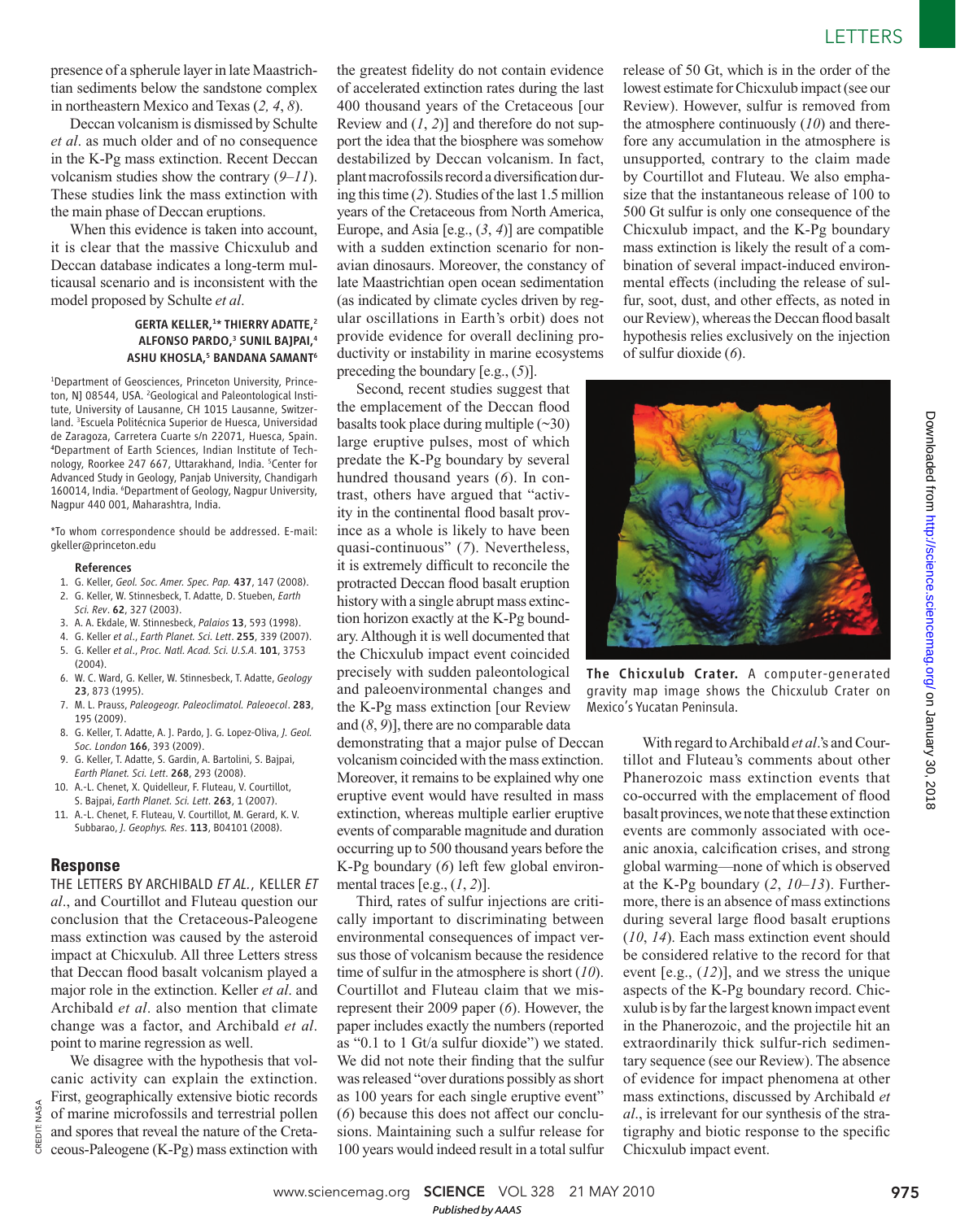presence of a spherule layer in late Maastrichtian sediments below the sandstone complex in northeastern Mexico and Texas (*2*, *4*, *8*).

Deccan volcanism is dismissed by Schulte *et al.* as much older and of no consequence in the K-Pg mass extinction. Recent Deccan volcanism studies show the contrary (*9*–*11*). These studies link the mass extinction with the main phase of Deccan eruptions.

When this evidence is taken into account, it is clear that the massive Chicxulub and Deccan database indicates a long-term multicausal scenario and is inconsistent with the model proposed by Schulte *et al.*

**GERTA KELLER,[1]* THIERRY ADATTE,[2] ALFONSO PARDO,[3] SUNIL BAJPAI,[4] ASHU KHOSLA,[5] BANDANA SAMANT[6]**

[1]Department of Geosciences, Princeton University, Princeton, NJ 08544, USA. [2]Geological and Paleontological Institute, University of Lausanne, CH 1015 Lausanne, Switzerland. [3]Escuela Politécnica Superior de Huesca, Universidad de Zaragoza, Carretera Cuarte s/n 22071, Huesca, Spain. [4]Department of Earth Sciences, Indian Institute of Technology, Roorkee 247 667, Uttarakhand, India. [5]Center for Advanced Study in Geology, Panjab University, Chandigarh 160014, India. [6]Department of Geology, Nagpur University, Nagpur 440 001, Maharashtra, India.

*To whom correspondence should be addressed. E-mail: gkeller@princeton.edu

**References**

1. G. Keller, *Geol. Soc. Amer. Spec. Pap.* **437**, 147 (2008).
2. G. Keller, W. Stinnesbeck, T. Adatte, D. Stueben, *Earth Sci. Rev.* **62**, 327 (2003).
3. A. A. Ekdale, W. Stinnesbeck, *Palaios* **13**, 593 (1998).
4. G. Keller *et al.*, *Earth Planet. Sci. Lett.* **255**, 339 (2007).
5. G. Keller *et al.*, *Proc. Natl. Acad. Sci. U.S.A.* **101**, 3753 (2004).
6. W. C. Ward, G. Keller, W. Stinnesbeck, T. Adatte, *Geology* **23**, 873 (1995).
7. M. L. Prauss, *Paleogeogr. Paleoclimatol. Paleoecol.* **283**, 195 (2009).
8. G. Keller, T. Adatte, A. J. Pardo, J. G. Lopez-Oliva, *J. Geol. Soc. London* **166**, 393 (2009).
9. G. Keller, T. Adatte, S. Gardin, A. Bartolini, S. Bajpai, *Earth Planet. Sci. Lett.* **268**, 293 (2008).
10. A.-L. Chenet, X. Quidelleur, F. Fluteau, V. Courtillot, S. Bajpai, *Earth Planet. Sci. Lett.* **263**, 1 (2007).
11. A.-L. Chenet, F. Fluteau, V. Courtillot, M. Gerard, K. V. Subbarao, *J. Geophys. Res.* **113**, B04101 (2008).

## Response

THE LETTERS BY ARCHIBALD *ET AL.*, KELLER *ET al.*, and Courtillot and Fluteau question our conclusion that the Cretaceous-Paleogene mass extinction was caused by the asteroid impact at Chicxulub. All three Letters stress that Deccan flood basalt volcanism played a major role in the extinction. Keller *et al.* and Archibald *et al.* also mention that climate change was a factor, and Archibald *et al.* point to marine regression as well.

We disagree with the hypothesis that volcanic activity can explain the extinction. First, geographically extensive biotic records of marine microfossils and terrestrial pollen and spores that reveal the nature of the Cretaceous-Paleogene (K-Pg) mass extinction with the greatest fidelity do not contain evidence of accelerated extinction rates during the last 400 thousand years of the Cretaceous [our Review and (*1*, *2*)] and therefore do not support the idea that the biosphere was somehow destabilized by Deccan volcanism. In fact, plant macrofossils record a diversification during this time (*2*). Studies of the last 1.5 million years of the Cretaceous from North America, Europe, and Asia [e.g., (*3*, *4*)] are compatible with a sudden extinction scenario for non-avian dinosaurs. Moreover, the constancy of late Maastrichtian open ocean sedimentation (as indicated by climate cycles driven by regular oscillations in Earth's orbit) does not provide evidence for overall declining productivity or instability in marine ecosystems preceding the boundary [e.g., (*5*)].

Second, recent studies suggest that the emplacement of the Deccan flood basalts took place during multiple (~30) large eruptive pulses, most of which predate the K-Pg boundary by several hundred thousand years (*6*). In contrast, others have argued that "activity in the continental flood basalt province as a whole is likely to have been quasi-continuous" (*7*). Nevertheless, it is extremely difficult to reconcile the protracted Deccan flood basalt eruption history with a single abrupt mass extinction horizon exactly at the K-Pg boundary. Although it is well documented that the Chicxulub impact event coincided precisely with sudden paleontological and paleoenvironmental changes and the K-Pg mass extinction [our Review and (*8*, *9*)], there are no comparable data demonstrating that a major pulse of Deccan volcanism coincided with the mass extinction. Moreover, it remains to be explained why one eruptive event would have resulted in mass extinction, whereas multiple earlier eruptive events of comparable magnitude and duration occurring up to 500 thousand years before the K-Pg boundary (*6*) left few global environmental traces [e.g., (*1*, *2*)].

Third, rates of sulfur injections are critically important to discriminating between environmental consequences of impact versus those of volcanism because the residence time of sulfur in the atmosphere is short (*10*). Courtillot and Fluteau claim that we misrepresent their 2009 paper (*6*). However, the paper includes exactly the numbers (reported as "0.1 to 1 Gt/a sulfur dioxide") we stated. We did not note their finding that the sulfur was released "over durations possibly as short as 100 years for each single eruptive event" (*6*) because this does not affect our conclusions. Maintaining such a sulfur release for 100 years would indeed result in a total sulfur release of 50 Gt, which is in the order of the lowest estimate for Chicxulub impact (see our Review). However, sulfur is removed from the atmosphere continuously (*10*) and therefore any accumulation in the atmosphere is unsupported, contrary to the claim made by Courtillot and Fluteau. We also emphasize that the instantaneous release of 100 to 500 Gt sulfur is only one consequence of the Chicxulub impact, and the K-Pg boundary mass extinction is likely the result of a combination of several impact-induced environmental effects (including the release of sulfur, soot, dust, and other effects, as noted in our Review), whereas the Deccan flood basalt hypothesis relies exclusively on the injection of sulfur dioxide (*6*).

**The Chicxulub Crater.** A computer-generated gravity map image shows the Chicxulub Crater on Mexico's Yucatan Peninsula.

With regard to Archibald *et al.*'s and Courtillot and Fluteau's comments about other Phanerozoic mass extinction events that co-occurred with the emplacement of flood basalt provinces, we note that these extinction events are commonly associated with oceanic anoxia, calcification crises, and strong global warming—none of which is observed at the K-Pg boundary (*2*, *10*–*13*). Furthermore, there is an absence of mass extinctions during several large flood basalt eruptions (*10*, *14*). Each mass extinction event should be considered relative to the record for that event [e.g., (*12*)], and we stress the unique aspects of the K-Pg boundary record. Chicxulub is by far the largest known impact event in the Phanerozoic, and the projectile hit an extraordinarily thick sulfur-rich sedimentary sequence (see our Review). The absence of evidence for impact phenomena at other mass extinctions, discussed by Archibald *et al.*, is irrelevant for our synthesis of the stratigraphy and biotic response to the specific Chicxulub impact event.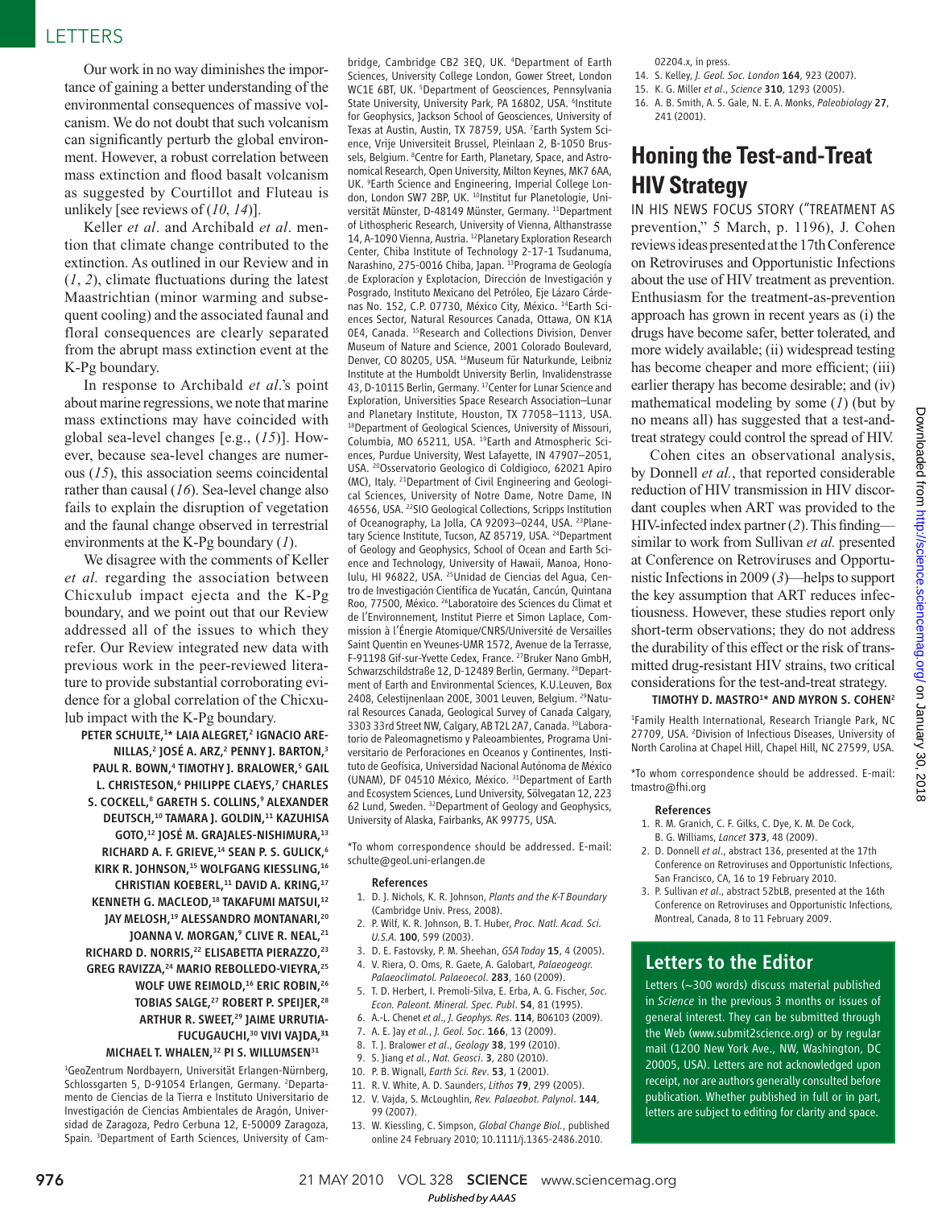Our work in no way diminishes the importance of gaining a better understanding of the environmental consequences of massive volcanism. We do not doubt that such volcanism can significantly perturb the global environment. However, a robust correlation between mass extinction and flood basalt volcanism as suggested by Courtillot and Fluteau is unlikely [see reviews of (*10*, *14*)].

Keller *et al*. and Archibald *et al*. mention that climate change contributed to the extinction. As outlined in our Review and in (*1*, *2*), climate fluctuations during the latest Maastrichtian (minor warming and subsequent cooling) and the associated faunal and floral consequences are clearly separated from the abrupt mass extinction event at the K-Pg boundary.

In response to Archibald *et al*.'s point about marine regressions, we note that marine mass extinctions may have coincided with global sea-level changes [e.g., (*15*)]. However, because sea-level changes are numerous (*15*), this association seems coincidental rather than causal (*16*). Sea-level change also fails to explain the disruption of vegetation and the faunal change observed in terrestrial environments at the K-Pg boundary (*1*).

We disagree with the comments of Keller *et al.* regarding the association between Chicxulub impact ejecta and the K-Pg boundary, and we point out that our Review addressed all of the issues to which they refer. Our Review integrated new data with previous work in the peer-reviewed literature to provide substantial corroborating evidence for a global correlation of the Chicxulub impact with the K-Pg boundary.

**PETER SCHULTE,[1]* LAIA ALEGRET,[2] IGNACIO ARENILLAS,[2] JOSÉ A. ARZ,[2] PENNY J. BARTON,[3] PAUL R. BOWN,[4] TIMOTHY J. BRALOWER,[5] GAIL L. CHRISTESON,[6] PHILIPPE CLAEYS,[7] CHARLES S. COCKELL,[8] GARETH S. COLLINS,[9] ALEXANDER DEUTSCH,[10] TAMARA J. GOLDIN,[11] KAZUHISA GOTO,[12] JOSÉ M. GRAJALES-NISHIMURA,[13] RICHARD A. F. GRIEVE,[14] SEAN P. S. GULICK,[6] KIRK R. JOHNSON,[15] WOLFGANG KIESSLING,[16] CHRISTIAN KOEBERL,[11] DAVID A. KRING,[17] KENNETH G. MACLEOD,[18] TAKAFUMI MATSUI,[12] JAY MELOSH,[19] ALESSANDRO MONTANARI,[20] JOANNA V. MORGAN,[9] CLIVE R. NEAL,[21] RICHARD D. NORRIS,[22] ELISABETTA PIERAZZO,[23] GREG RAVIZZA,[24] MARIO REBOLLEDO-VIEYRA,[25] WOLF UWE REIMOLD,[16] ERIC ROBIN,[26] TOBIAS SALGE,[27] ROBERT P. SPEIJER,[28] ARTHUR R. SWEET,[29] JAIME URRUTIA-FUCUGAUCHI,[30] VIVI VAJDA,[31] MICHAEL T. WHALEN,[32] PI S. WILLUMSEN[31]**

[1]GeoZentrum Nordbayern, Universität Erlangen-Nürnberg, Schlossgarten 5, D-91054 Erlangen, Germany. [2]Departamento de Ciencias de la Tierra e Instituto Universitario de Investigación de Ciencias Ambientales de Aragón, Universidad de Zaragoza, Pedro Cerbuna 12, E-50009 Zaragoza, Spain. [3]Department of Earth Sciences, University of Cambridge, Cambridge CB2 3EQ, UK. [4]Department of Earth Sciences, University College London, Gower Street, London WC1E 6BT, UK. [5]Department of Geosciences, Pennsylvania State University, University Park, PA 16802, USA. [6]Institute for Geophysics, Jackson School of Geosciences, University of Texas at Austin, Austin, TX 78759, USA. [7]Earth System Science, Vrije Universiteit Brussel, Pleinlaan 2, B-1050 Brussels, Belgium. [8]Centre for Earth, Planetary, Space, and Astronomical Research, Open University, Milton Keynes, MK7 6AA, UK. [9]Earth Science and Engineering, Imperial College London, London SW7 2BP, UK. [10]Institut fur Planetologie, Universität Münster, D-48149 Münster, Germany. [11]Department of Lithospheric Research, University of Vienna, Althanstrasse 14, A-1090 Vienna, Austria. [12]Planetary Exploration Research Center, Chiba Institute of Technology 2-17-1 Tsudanuma, Narashino, 275-0016 Chiba, Japan. [13]Programa de Geología de Exploracíon y Explotacíon, Dirección de Investigación y Posgrado, Instituto Mexicano del Petróleo, Eje Lázaro Cárdenas No. 152, C.P. 07730, México City, México. [14]Earth Sciences Sector, Natural Resources Canada, Ottawa, ON K1A 0E4, Canada. [15]Research and Collections Division, Denver Museum of Nature and Science, 2001 Colorado Boulevard, Denver, CO 80205, USA. [16]Museum für Naturkunde, Leibniz Institute at the Humboldt University Berlin, Invalidenstrasse 43, D-10115 Berlin, Germany. [17]Center for Lunar Science and Exploration, Universities Space Research Association–Lunar and Planetary Institute, Houston, TX 77058–1113, USA. [18]Department of Geological Sciences, University of Missouri, Columbia, MO 65211, USA. [19]Earth and Atmospheric Sciences, Purdue University, West Lafayette, IN 47907–2051, USA. [20]Osservatorio Geologico di Coldigioco, 62021 Apiro (MC), Italy. [21]Department of Civil Engineering and Geological Sciences, University of Notre Dame, Notre Dame, IN 46556, USA. [22]SIO Geological Collections, Scripps Institution of Oceanography, La Jolla, CA 92093–0244, USA. [23]Planetary Science Institute, Tucson, AZ 85719, USA. [24]Department of Geology and Geophysics, School of Ocean and Earth Science and Technology, University of Hawaii, Manoa, Honolulu, HI 96822, USA. [25]Unidad de Ciencias del Agua, Centro de Investigación Científica de Yucatán, Cancún, Quintana Roo, 77500, México. [26]Laboratoire des Sciences du Climat et de l'Environnement, Institut Pierre et Simon Laplace, Commission à l'Énergie Atomique/CNRS/Université de Versailles Saint Quentin en Yveunes-UMR 1572, Avenue de la Terrasse, F-91198 Gif-sur-Yvette Cedex, France. [27]Bruker Nano GmbH, Schwarzschildstraße 12, D-12489 Berlin, Germany. [28]Department of Earth and Environmental Sciences, K.U.Leuven, Box 2408, Celestijnenlaan 200E, 3001 Leuven, Belgium. [29]Natural Resources Canada, Geological Survey of Canada Calgary, 3303 33rd Street NW, Calgary, AB T2L 2A7, Canada. [30]Laboratorio de Paleomagnetismo y Paleoambientes, Programa Universitario de Perforaciones en Oceanos y Continentes, Instituto de Geofísica, Universidad Nacional Autónoma de México (UNAM), DF 04510 México, México. [31]Department of Earth and Ecosystem Sciences, Lund University, Sölvegatan 12, 223 62 Lund, Sweden. [32]Department of Geology and Geophysics, University of Alaska, Fairbanks, AK 99775, USA.

*To whom correspondence should be addressed. E-mail: schulte@geol.uni-erlangen.de

**References**

1. D. J. Nichols, K. R. Johnson, *Plants and the K-T Boundary* (Cambridge Univ. Press, 2008).
2. P. Wilf, K. R. Johnson, B. T. Huber, *Proc. Natl. Acad. Sci. U.S.A.* **100**, 599 (2003).
3. D. E. Fastovsky, P. M. Sheehan, *GSA Today* **15**, 4 (2005).
4. V. Riera, O. Oms, R. Gaete, A. Galobart, *Palaeogeogr. Palaeoclimatol. Palaeoecol*. **283**, 160 (2009).
5. T. D. Herbert, I. Premoli-Silva, E. Erba, A. G. Fischer, *Soc. Econ. Paleont. Mineral. Spec. Publ*. **54**, 81 (1995).
6. A.-L. Chenet *et al*., *J. Geophys. Res*. **114**, B06103 (2009).
7. A. E. Jay *et al.*, *J. Geol. Soc*. **166**, 13 (2009).
8. T. J. Bralower *et al*., *Geology* **38**, 199 (2010).
9. S. Jiang *et al.*, *Nat. Geosci*. **3**, 280 (2010).
10. P. B. Wignall, *Earth Sci. Rev*. **53**, 1 (2001).
11. R. V. White, A. D. Saunders, *Lithos* **79**, 299 (2005).
12. V. Vajda, S. McLoughlin, *Rev. Palaeobot. Palynol*. **144**, 99 (2007).
13. W. Kiessling, C. Simpson, *Global Change Biol.*, published online 24 February 2010; 10.1111/j.1365-2486.2010.02204.x, in press.
14. S. Kelley, *J. Geol. Soc. London* **164**, 923 (2007).
15. K. G. Miller *et al*., *Science* **310**, 1293 (2005).
16. A. B. Smith, A. S. Gale, N. E. A. Monks, *Paleobiology* **27**, 241 (2001).

# Honing the Test-and-Treat HIV Strategy

IN HIS NEWS FOCUS STORY ("TREATMENT AS prevention," 5 March, p. 1196), J. Cohen reviews ideas presented at the 17th Conference on Retroviruses and Opportunistic Infections about the use of HIV treatment as prevention. Enthusiasm for the treatment-as-prevention approach has grown in recent years as (i) the drugs have become safer, better tolerated, and more widely available; (ii) widespread testing has become cheaper and more efficient; (iii) earlier therapy has become desirable; and (iv) mathematical modeling by some (*1*) (but by no means all) has suggested that a test-and-treat strategy could control the spread of HIV.

Cohen cites an observational analysis, by Donnell *et al.*, that reported considerable reduction of HIV transmission in HIV discordant couples when ART was provided to the HIV-infected index partner (*2*). This finding—similar to work from Sullivan *et al.* presented at Conference on Retroviruses and Opportunistic Infections in 2009 (*3*)—helps to support the key assumption that ART reduces infectiousness. However, these studies report only short-term observations; they do not address the durability of this effect or the risk of transmitted drug-resistant HIV strains, two critical considerations for the test-and-treat strategy.

**TIMOTHY D. MASTRO[1]* AND MYRON S. COHEN[2]**

[1]Family Health International, Research Triangle Park, NC 27709, USA. [2]Division of Infectious Diseases, University of North Carolina at Chapel Hill, Chapel Hill, NC 27599, USA.

*To whom correspondence should be addressed. E-mail: tmastro@fhi.org

**References**

1. R. M. Granich, C. F. Gilks, C. Dye, K. M. De Cock, B. G. Williams, *Lancet* **373**, 48 (2009).
2. D. Donnell *et al*., abstract 136, presented at the 17th Conference on Retroviruses and Opportunistic Infections, San Francisco, CA, 16 to 19 February 2010.
3. P. Sullivan *et al*., abstract 52bLB, presented at the 16th Conference on Retroviruses and Opportunistic Infections, Montreal, Canada, 8 to 11 February 2009.

## Letters to the Editor

Letters (~300 words) discuss material published in *Science* in the previous 3 months or issues of general interest. They can be submitted through the Web (www.submit2science.org) or by regular mail (1200 New York Ave., NW, Washington, DC 20005, USA). Letters are not acknowledged upon receipt, nor are authors generally consulted before publication. Whether published in full or in part, letters are subject to editing for clarity and space.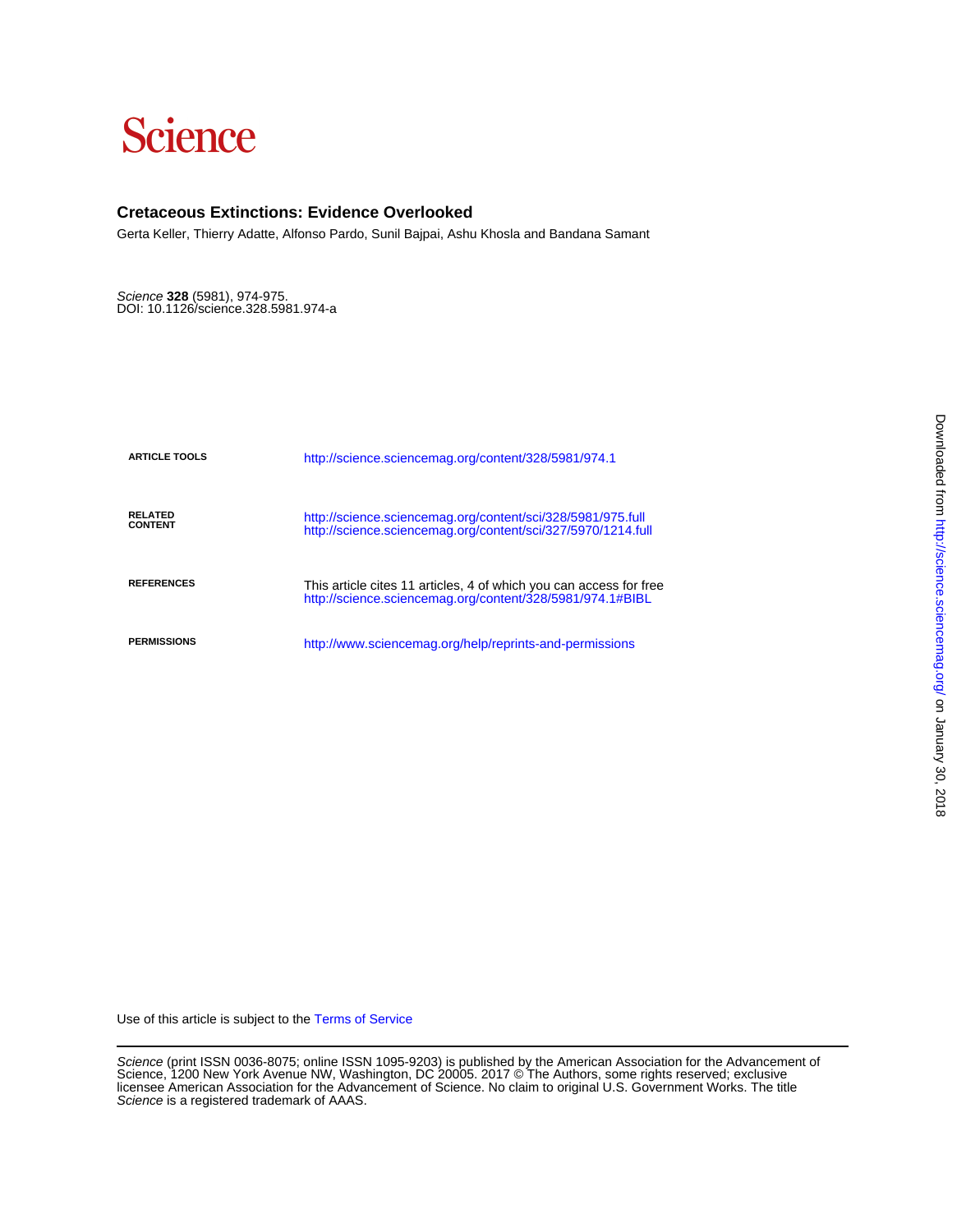# Science

## Cretaceous Extinctions: Evidence Overlooked

Gerta Keller, Thierry Adatte, Alfonso Pardo, Sunil Bajpai, Ashu Khosla and Bandana Samant

*Science* **328** (5981), 974-975.
DOI: 10.1126/science.328.5981.974-a

| | |
|---|---|
| **ARTICLE TOOLS** | http://science.sciencemag.org/content/328/5981/974.1 |
| **RELATED CONTENT** | http://science.sciencemag.org/content/sci/328/5981/975.full<br>http://science.sciencemag.org/content/sci/327/5970/1214.full |
| **REFERENCES** | This article cites 11 articles, 4 of which you can access for free<br>http://science.sciencemag.org/content/328/5981/974.1#BIBL |
| **PERMISSIONS** | http://www.sciencemag.org/help/reprints-and-permissions |

Use of this article is subject to the Terms of Service

*Science* (print ISSN 0036-8075; online ISSN 1095-9203) is published by the American Association for the Advancement of Science, 1200 New York Avenue NW, Washington, DC 20005. 2017 © The Authors, some rights reserved; exclusive licensee American Association for the Advancement of Science. No claim to original U.S. Government Works. The title *Science* is a registered trademark of AAAS.

Downloaded from http://science.sciencemag.org/ on January 30, 2018